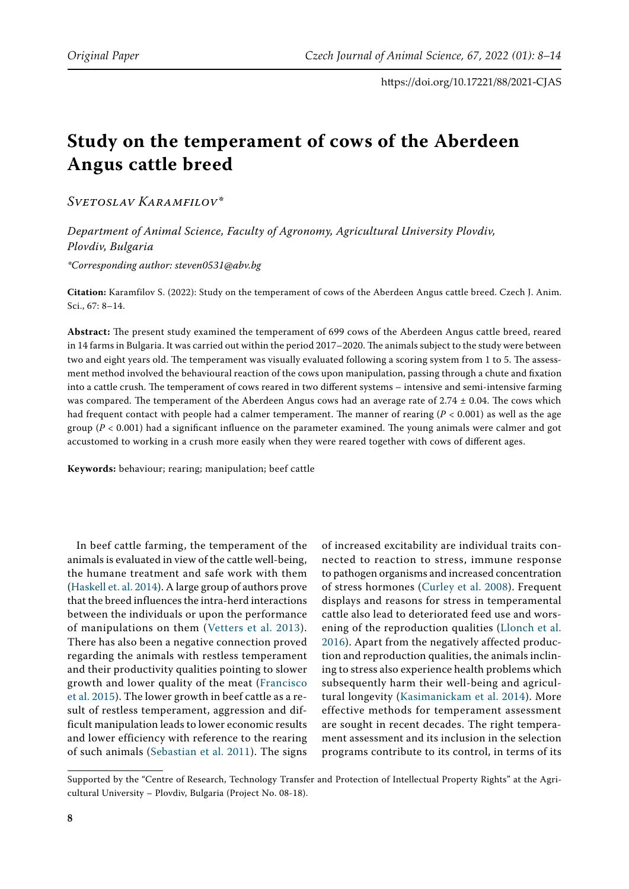# Study on the temperament of cows of the Aberdeen Angus cattle breed

*Svetoslav Karamfilov\**

*Department of Animal Science, Faculty of Agronomy, Agricultural University Plovdiv, Plovdiv, Bulgaria*

*\*Corresponding author: steven0531@abv.bg*

**Citation:** Karamfilov S. (2022): Study on the temperament of cows of the Aberdeen Angus cattle breed. Czech J. Anim. Sci., 67: 8–14.

**Abstract:** The present study examined the temperament of 699 cows of the Aberdeen Angus cattle breed, reared in 14 farms in Bulgaria. It was carried out within the period 2017–2020. The animals subject to the study were between two and eight years old. The temperament was visually evaluated following a scoring system from 1 to 5. The assessment method involved the behavioural reaction of the cows upon manipulation, passing through a chute and fixation into a cattle crush. The temperament of cows reared in two different systems – intensive and semi-intensive farming was compared. The temperament of the Aberdeen Angus cows had an average rate of 2.74 ± 0.04. The cows which had frequent contact with people had a calmer temperament. The manner of rearing ($P < 0.001$) as well as the age group ($P < 0.001$) had a significant influence on the parameter examined. The young animals were calmer and got accustomed to working in a crush more easily when they were reared together with cows of different ages.

**Keywords:** behaviour; rearing; manipulation; beef cattle

In beef cattle farming, the temperament of the animals is evaluated in view of the cattle well-being, the humane treatment and safe work with them (Haskell et. al. 2014). A large group of authors prove that the breed influences the intra-herd interactions between the individuals or upon the performance of manipulations on them (Vetters et al. 2013). There has also been a negative connection proved regarding the animals with restless temperament and their productivity qualities pointing to slower growth and lower quality of the meat (Francisco et al. 2015). The lower growth in beef cattle as a result of restless temperament, aggression and difficult manipulation leads to lower economic results and lower efficiency with reference to the rearing of such animals (Sebastian et al. 2011). The signs of increased excitability are individual traits connected to reaction to stress, immune response to pathogen organisms and increased concentration of stress hormones (Curley et al. 2008). Frequent displays and reasons for stress in temperamental cattle also lead to deteriorated feed use and worsening of the reproduction qualities (Llonch et al. 2016). Apart from the negatively affected production and reproduction qualities, the animals inclining to stress also experience health problems which subsequently harm their well-being and agricultural longevity (Kasimanickam et al. 2014). More effective methods for temperament assessment are sought in recent decades. The right temperament assessment and its inclusion in the selection programs contribute to its control, in terms of its

Supported by the "Centre of Research, Technology Transfer and Protection of Intellectual Property Rights" at the Agricultural University – Plovdiv, Bulgaria (Project No. 08-18).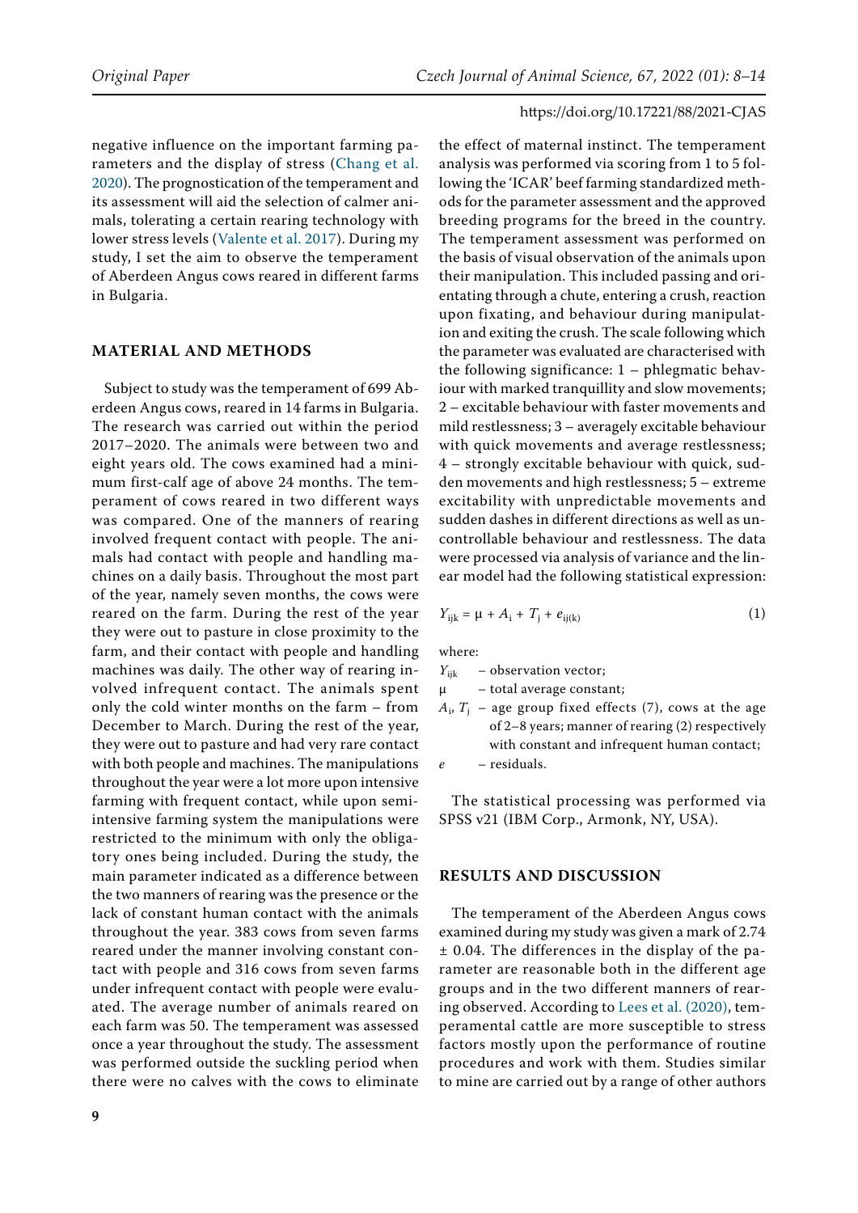negative influence on the important farming parameters and the display of stress (Chang et al. 2020). The prognostication of the temperament and its assessment will aid the selection of calmer animals, tolerating a certain rearing technology with lower stress levels (Valente et al. 2017). During my study, I set the aim to observe the temperament of Aberdeen Angus cows reared in different farms in Bulgaria.

## MATERIAL AND METHODS

Subject to study was the temperament of 699 Aberdeen Angus cows, reared in 14 farms in Bulgaria. The research was carried out within the period 2017–2020. The animals were between two and eight years old. The cows examined had a minimum first-calf age of above 24 months. The temperament of cows reared in two different ways was compared. One of the manners of rearing involved frequent contact with people. The animals had contact with people and handling machines on a daily basis. Throughout the most part of the year, namely seven months, the cows were reared on the farm. During the rest of the year they were out to pasture in close proximity to the farm, and their contact with people and handling machines was daily. The other way of rearing involved infrequent contact. The animals spent only the cold winter months on the farm – from December to March. During the rest of the year, they were out to pasture and had very rare contact with both people and machines. The manipulations throughout the year were a lot more upon intensive farming with frequent contact, while upon semi-intensive farming system the manipulations were restricted to the minimum with only the obligatory ones being included. During the study, the main parameter indicated as a difference between the two manners of rearing was the presence or the lack of constant human contact with the animals throughout the year. 383 cows from seven farms reared under the manner involving constant contact with people and 316 cows from seven farms under infrequent contact with people were evaluated. The average number of animals reared on each farm was 50. The temperament was assessed once a year throughout the study. The assessment was performed outside the suckling period when there were no calves with the cows to eliminate the effect of maternal instinct. The temperament analysis was performed via scoring from 1 to 5 following the 'ICAR' beef farming standardized methods for the parameter assessment and the approved breeding programs for the breed in the country. The temperament assessment was performed on the basis of visual observation of the animals upon their manipulation. This included passing and orientating through a chute, entering a crush, reaction upon fixating, and behaviour during manipulation and exiting the crush. The scale following which the parameter was evaluated are characterised with the following significance: 1 – phlegmatic behaviour with marked tranquillity and slow movements; 2 – excitable behaviour with faster movements and mild restlessness; 3 – averagely excitable behaviour with quick movements and average restlessness; 4 – strongly excitable behaviour with quick, sudden movements and high restlessness; 5 – extreme excitability with unpredictable movements and sudden dashes in different directions as well as uncontrollable behaviour and restlessness. The data were processed via analysis of variance and the linear model had the following statistical expression:

$$Y_{ijk} = \mu + A_i + T_j + e_{ij(k)} \tag{1}$$

where:

- $Y_{ijk}$ – observation vector;
- $\mu$ – total average constant;
- $A_i$, $T_j$ – age group fixed effects (7), cows at the age of 2–8 years; manner of rearing (2) respectively with constant and infrequent human contact;
- $e$ – residuals.

The statistical processing was performed via SPSS v21 (IBM Corp., Armonk, NY, USA).

## RESULTS AND DISCUSSION

The temperament of the Aberdeen Angus cows examined during my study was given a mark of 2.74 ± 0.04. The differences in the display of the parameter are reasonable both in the different age groups and in the two different manners of rearing observed. According to Lees et al. (2020), temperamental cattle are more susceptible to stress factors mostly upon the performance of routine procedures and work with them. Studies similar to mine are carried out by a range of other authors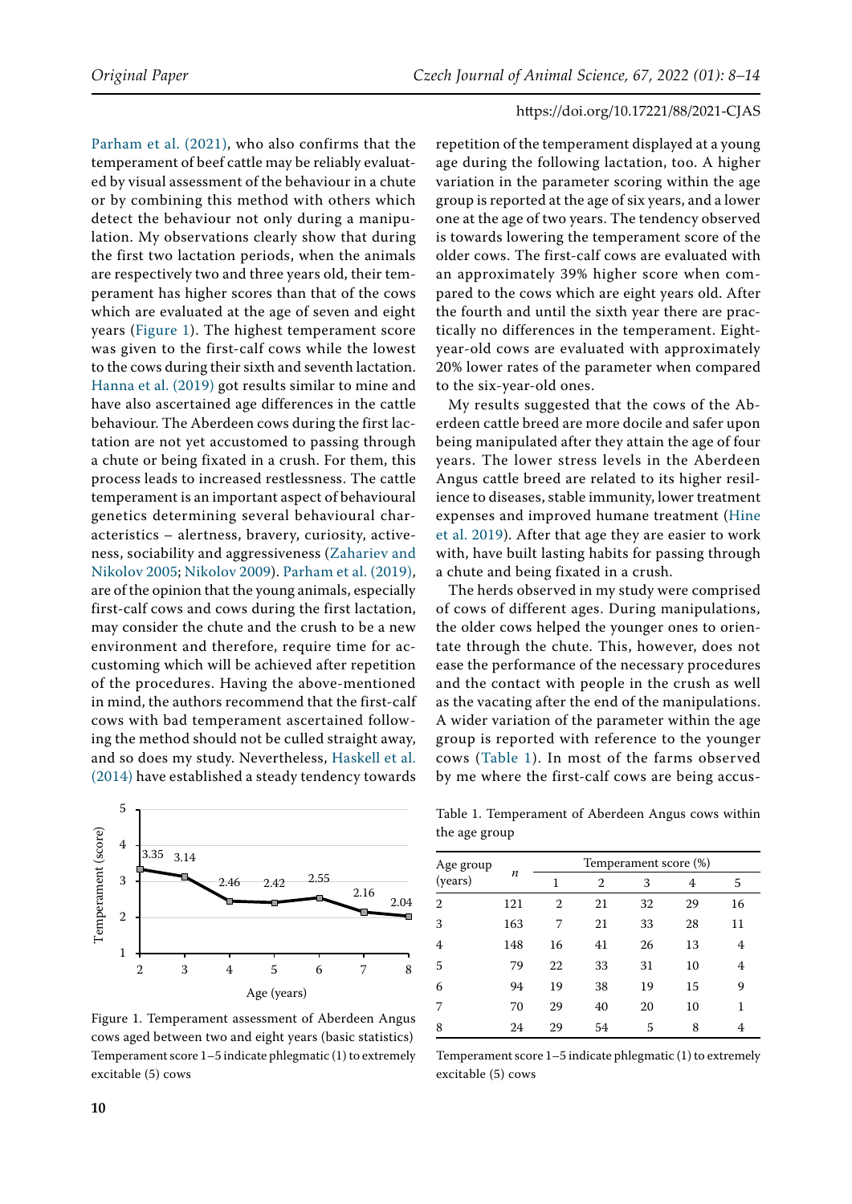Parham et al. (2021), who also confirms that the temperament of beef cattle may be reliably evaluated by visual assessment of the behaviour in a chute or by combining this method with others which detect the behaviour not only during a manipulation. My observations clearly show that during the first two lactation periods, when the animals are respectively two and three years old, their temperament has higher scores than that of the cows which are evaluated at the age of seven and eight years (Figure 1). The highest temperament score was given to the first-calf cows while the lowest to the cows during their sixth and seventh lactation. Hanna et al. (2019) got results similar to mine and have also ascertained age differences in the cattle behaviour. The Aberdeen cows during the first lactation are not yet accustomed to passing through a chute or being fixated in a crush. For them, this process leads to increased restlessness. The cattle temperament is an important aspect of behavioural genetics determining several behavioural characteristics – alertness, bravery, curiosity, activeness, sociability and aggressiveness (Zahariev and Nikolov 2005; Nikolov 2009). Parham et al. (2019), are of the opinion that the young animals, especially first-calf cows and cows during the first lactation, may consider the chute and the crush to be a new environment and therefore, require time for accustoming which will be achieved after repetition of the procedures. Having the above-mentioned in mind, the authors recommend that the first-calf cows with bad temperament ascertained following the method should not be culled straight away, and so does my study. Nevertheless, Haskell et al. (2014) have established a steady tendency towards repetition of the temperament displayed at a young age during the following lactation, too. A higher variation in the parameter scoring within the age group is reported at the age of six years, and a lower one at the age of two years. The tendency observed is towards lowering the temperament score of the older cows. The first-calf cows are evaluated with an approximately 39% higher score when compared to the cows which are eight years old. After the fourth and until the sixth year there are practically no differences in the temperament. Eight-year-old cows are evaluated with approximately 20% lower rates of the parameter when compared to the six-year-old ones.

My results suggested that the cows of the Aberdeen cattle breed are more docile and safer upon being manipulated after they attain the age of four years. The lower stress levels in the Aberdeen Angus cattle breed are related to its higher resilience to diseases, stable immunity, lower treatment expenses and improved humane treatment (Hine et al. 2019). After that age they are easier to work with, have built lasting habits for passing through a chute and being fixated in a crush.

The herds observed in my study were comprised of cows of different ages. During manipulations, the older cows helped the younger ones to orientate through the chute. This, however, does not ease the performance of the necessary procedures and the contact with people in the crush as well as the vacating after the end of the manipulations. A wider variation of the parameter within the age group is reported with reference to the younger cows (Table 1). In most of the farms observed by me where the first-calf cows are being accus-

| Age (years) | Temperament (score) |
|---|---|
| 2 | 3.35 |
| 3 | 3.14 |
| 4 | 2.46 |
| 5 | 2.42 |
| 6 | 2.55 |
| 7 | 2.16 |
| 8 | 2.04 |

Figure 1. Temperament assessment of Aberdeen Angus cows aged between two and eight years (basic statistics)
Temperament score 1–5 indicate phlegmatic (1) to extremely excitable (5) cows

Table 1. Temperament of Aberdeen Angus cows within the age group

| Age group (years) | n | Temperament score (%) | | | | |
|---|---|---|---|---|---|---|
| | | 1 | 2 | 3 | 4 | 5 |
| 2 | 121 | 2 | 21 | 32 | 29 | 16 |
| 3 | 163 | 7 | 21 | 33 | 28 | 11 |
| 4 | 148 | 16 | 41 | 26 | 13 | 4 |
| 5 | 79 | 22 | 33 | 31 | 10 | 4 |
| 6 | 94 | 19 | 38 | 19 | 15 | 9 |
| 7 | 70 | 29 | 40 | 20 | 10 | 1 |
| 8 | 24 | 29 | 54 | 5 | 8 | 4 |

Temperament score 1–5 indicate phlegmatic (1) to extremely excitable (5) cows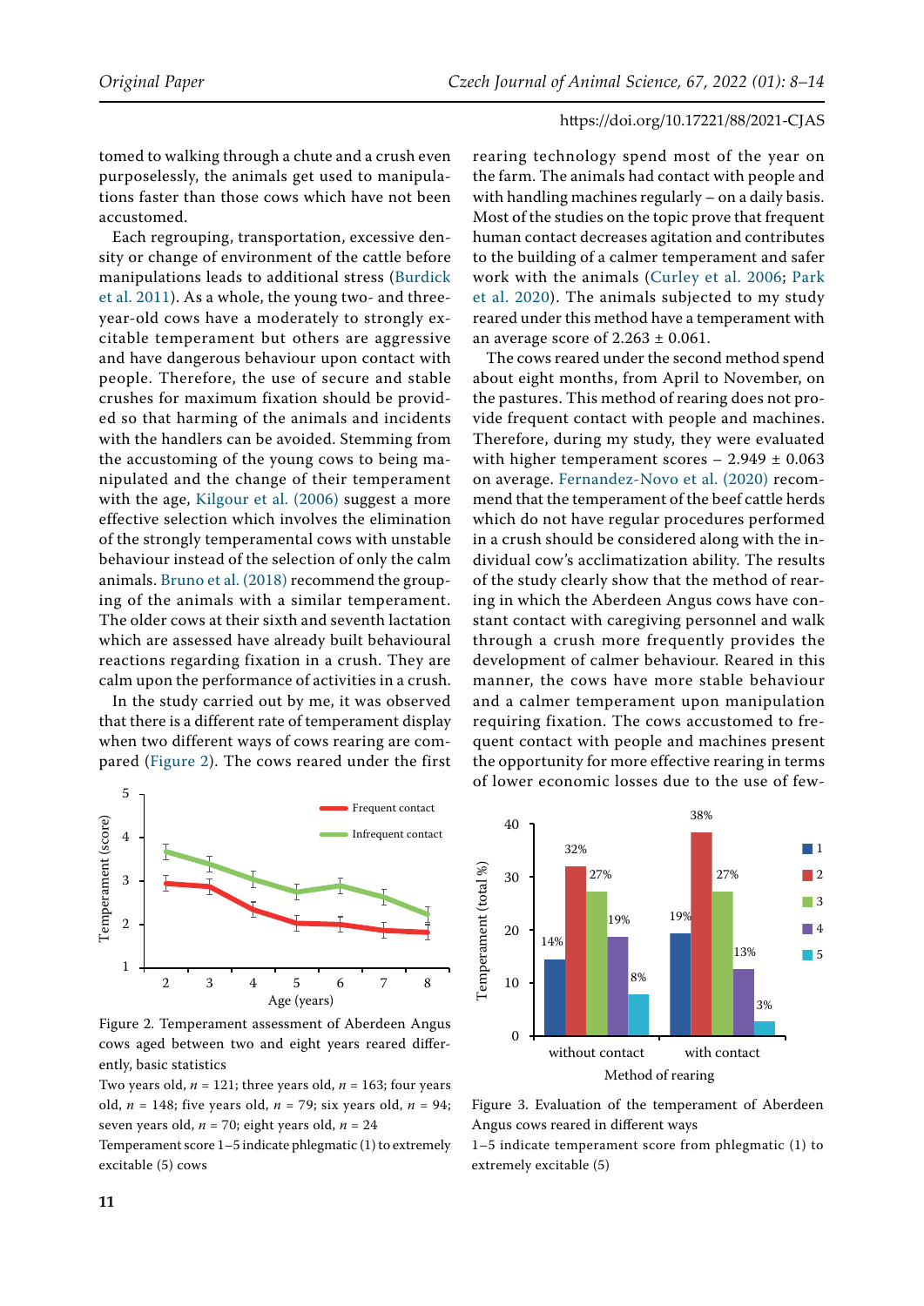tomed to walking through a chute and a crush even purposelessly, the animals get used to manipulations faster than those cows which have not been accustomed.

Each regrouping, transportation, excessive density or change of environment of the cattle before manipulations leads to additional stress (Burdick et al. 2011). As a whole, the young two- and three-year-old cows have a moderately to strongly excitable temperament but others are aggressive and have dangerous behaviour upon contact with people. Therefore, the use of secure and stable crushes for maximum fixation should be provided so that harming of the animals and incidents with the handlers can be avoided. Stemming from the accustoming of the young cows to being manipulated and the change of their temperament with the age, Kilgour et al. (2006) suggest a more effective selection which involves the elimination of the strongly temperamental cows with unstable behaviour instead of the selection of only the calm animals. Bruno et al. (2018) recommend the grouping of the animals with a similar temperament. The older cows at their sixth and seventh lactation which are assessed have already built behavioural reactions regarding fixation in a crush. They are calm upon the performance of activities in a crush.

In the study carried out by me, it was observed that there is a different rate of temperament display when two different ways of cows rearing are compared (Figure 2). The cows reared under the first rearing technology spend most of the year on the farm. The animals had contact with people and with handling machines regularly – on a daily basis. Most of the studies on the topic prove that frequent human contact decreases agitation and contributes to the building of a calmer temperament and safer work with the animals (Curley et al. 2006; Park et al. 2020). The animals subjected to my study reared under this method have a temperament with an average score of 2.263 ± 0.061.

The cows reared under the second method spend about eight months, from April to November, on the pastures. This method of rearing does not provide frequent contact with people and machines. Therefore, during my study, they were evaluated with higher temperament scores – 2.949 ± 0.063 on average. Fernandez-Novo et al. (2020) recommend that the temperament of the beef cattle herds which do not have regular procedures performed in a crush should be considered along with the individual cow's acclimatization ability. The results of the study clearly show that the method of rearing in which the Aberdeen Angus cows have constant contact with caregiving personnel and walk through a crush more frequently provides the development of calmer behaviour. Reared in this manner, the cows have more stable behaviour and a calmer temperament upon manipulation requiring fixation. The cows accustomed to frequent contact with people and machines present the opportunity for more effective rearing in terms of lower economic losses due to the use of few-

Figure 2. Temperament assessment of Aberdeen Angus cows aged between two and eight years reared differently, basic statistics

Two years old, $n$ = 121; three years old, $n$ = 163; four years old, $n$ = 148; five years old, $n$ = 79; six years old, $n$ = 94; seven years old, $n$ = 70; eight years old, $n$ = 24

Temperament score 1–5 indicate phlegmatic (1) to extremely excitable (5) cows

Figure 3. Evaluation of the temperament of Aberdeen Angus cows reared in different ways

1–5 indicate temperament score from phlegmatic (1) to extremely excitable (5)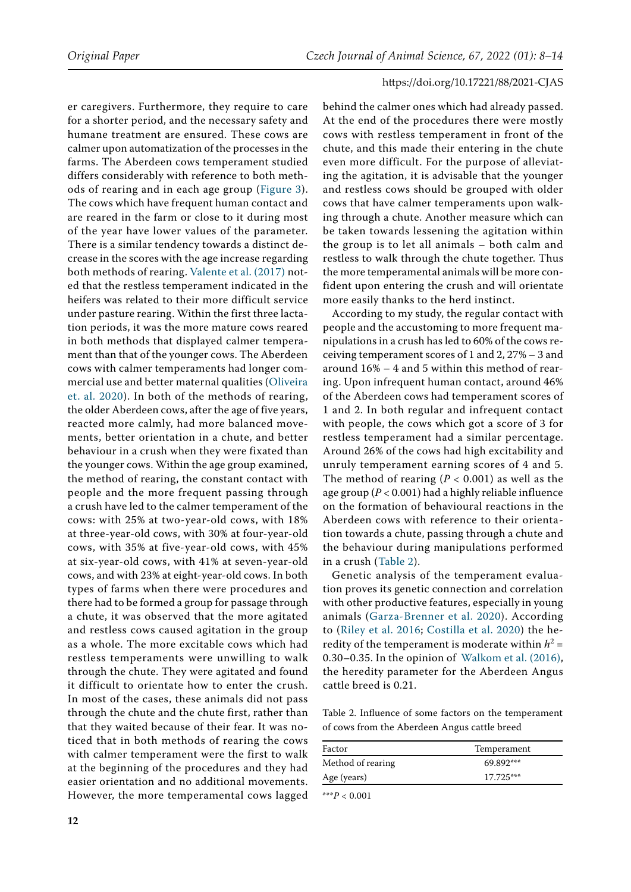er caregivers. Furthermore, they require to care for a shorter period, and the necessary safety and humane treatment are ensured. These cows are calmer upon automatization of the processes in the farms. The Aberdeen cows temperament studied differs considerably with reference to both methods of rearing and in each age group (Figure 3). The cows which have frequent human contact and are reared in the farm or close to it during most of the year have lower values of the parameter. There is a similar tendency towards a distinct decrease in the scores with the age increase regarding both methods of rearing. Valente et al. (2017) noted that the restless temperament indicated in the heifers was related to their more difficult service under pasture rearing. Within the first three lactation periods, it was the more mature cows reared in both methods that displayed calmer temperament than that of the younger cows. The Aberdeen cows with calmer temperaments had longer commercial use and better maternal qualities (Oliveira et. al. 2020). In both of the methods of rearing, the older Aberdeen cows, after the age of five years, reacted more calmly, had more balanced movements, better orientation in a chute, and better behaviour in a crush when they were fixated than the younger cows. Within the age group examined, the method of rearing, the constant contact with people and the more frequent passing through a crush have led to the calmer temperament of the cows: with 25% at two-year-old cows, with 18% at three-year-old cows, with 30% at four-year-old cows, with 35% at five-year-old cows, with 45% at six-year-old cows, with 41% at seven-year-old cows, and with 23% at eight-year-old cows. In both types of farms when there were procedures and there had to be formed a group for passage through a chute, it was observed that the more agitated and restless cows caused agitation in the group as a whole. The more excitable cows which had restless temperaments were unwilling to walk through the chute. They were agitated and found it difficult to orientate how to enter the crush. In most of the cases, these animals did not pass through the chute and the chute first, rather than that they waited because of their fear. It was noticed that in both methods of rearing the cows with calmer temperament were the first to walk at the beginning of the procedures and they had easier orientation and no additional movements. However, the more temperamental cows lagged behind the calmer ones which had already passed. At the end of the procedures there were mostly cows with restless temperament in front of the chute, and this made their entering in the chute even more difficult. For the purpose of alleviating the agitation, it is advisable that the younger and restless cows should be grouped with older cows that have calmer temperaments upon walking through a chute. Another measure which can be taken towards lessening the agitation within the group is to let all animals – both calm and restless to walk through the chute together. Thus the more temperamental animals will be more confident upon entering the crush and will orientate more easily thanks to the herd instinct.

According to my study, the regular contact with people and the accustoming to more frequent manipulations in a crush has led to 60% of the cows receiving temperament scores of 1 and 2, 27% – 3 and around 16% – 4 and 5 within this method of rearing. Upon infrequent human contact, around 46% of the Aberdeen cows had temperament scores of 1 and 2. In both regular and infrequent contact with people, the cows which got a score of 3 for restless temperament had a similar percentage. Around 26% of the cows had high excitability and unruly temperament earning scores of 4 and 5. The method of rearing ($P < 0.001$) as well as the age group ($P < 0.001$) had a highly reliable influence on the formation of behavioural reactions in the Aberdeen cows with reference to their orientation towards a chute, passing through a chute and the behaviour during manipulations performed in a crush (Table 2).

Genetic analysis of the temperament evaluation proves its genetic connection and correlation with other productive features, especially in young animals (Garza-Brenner et al. 2020). According to (Riley et al. 2016; Costilla et al. 2020) the heredity of the temperament is moderate within $h^2$ = 0.30–0.35. In the opinion of Walkom et al. (2016), the heredity parameter for the Aberdeen Angus cattle breed is 0.21.

Table 2. Influence of some factors on the temperament of cows from the Aberdeen Angus cattle breed

| Factor | Temperament |
|---|---|
| Method of rearing | 69.892*** |
| Age (years) | 17.725*** |

***$P < 0.001$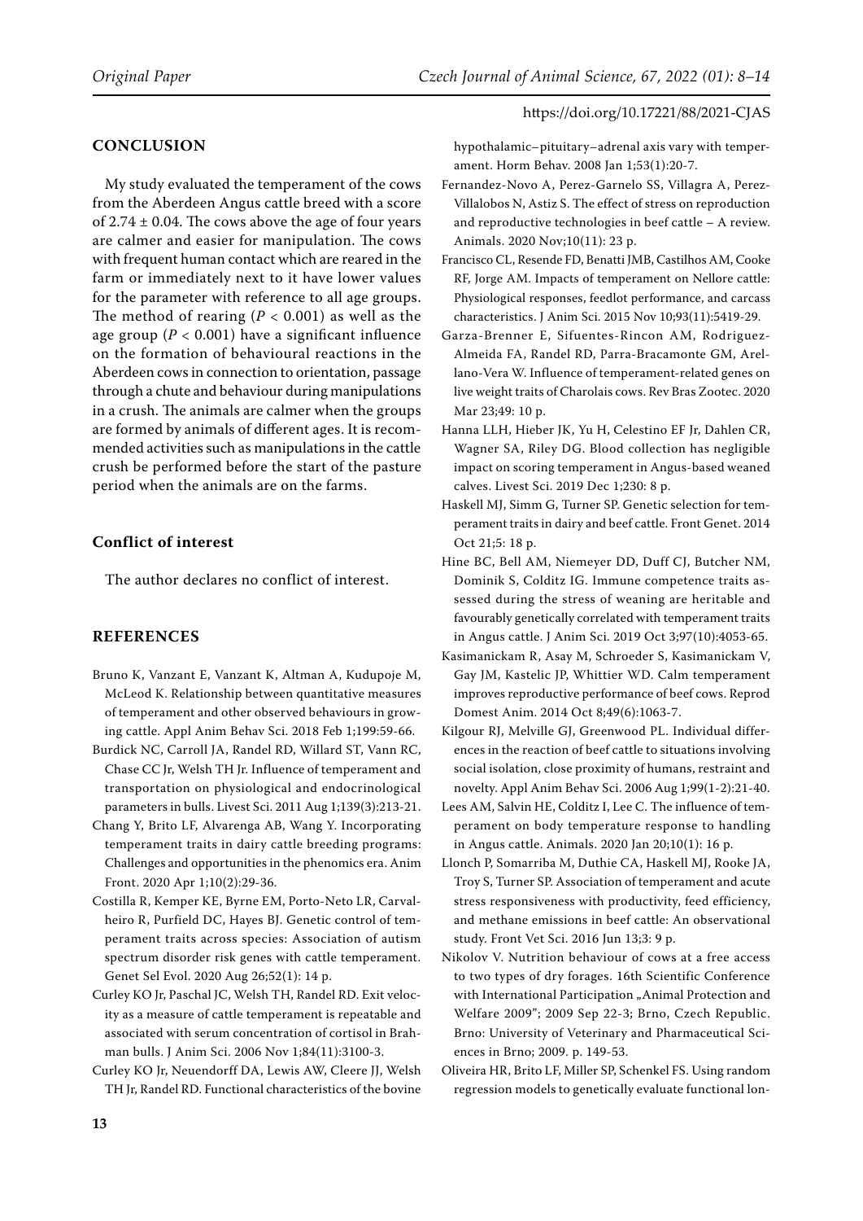## CONCLUSION

My study evaluated the temperament of the cows from the Aberdeen Angus cattle breed with a score of $2.74 \pm 0.04$. The cows above the age of four years are calmer and easier for manipulation. The cows with frequent human contact which are reared in the farm or immediately next to it have lower values for the parameter with reference to all age groups. The method of rearing ($P < 0.001$) as well as the age group ($P < 0.001$) have a significant influence on the formation of behavioural reactions in the Aberdeen cows in connection to orientation, passage through a chute and behaviour during manipulations in a crush. The animals are calmer when the groups are formed by animals of different ages. It is recommended activities such as manipulations in the cattle crush be performed before the start of the pasture period when the animals are on the farms.

### Conflict of interest

The author declares no conflict of interest.

## REFERENCES

Bruno K, Vanzant E, Vanzant K, Altman A, Kudupoje M, McLeod K. Relationship between quantitative measures of temperament and other observed behaviours in growing cattle. Appl Anim Behav Sci. 2018 Feb 1;199:59-66.

Burdick NC, Carroll JA, Randel RD, Willard ST, Vann RC, Chase CC Jr, Welsh TH Jr. Influence of temperament and transportation on physiological and endocrinological parameters in bulls. Livest Sci. 2011 Aug 1;139(3):213-21.

Chang Y, Brito LF, Alvarenga AB, Wang Y. Incorporating temperament traits in dairy cattle breeding programs: Challenges and opportunities in the phenomics era. Anim Front. 2020 Apr 1;10(2):29-36.

Costilla R, Kemper KE, Byrne EM, Porto-Neto LR, Carvalheiro R, Purfield DC, Hayes BJ. Genetic control of temperament traits across species: Association of autism spectrum disorder risk genes with cattle temperament. Genet Sel Evol. 2020 Aug 26;52(1): 14 p.

Curley KO Jr, Paschal JC, Welsh TH, Randel RD. Exit velocity as a measure of cattle temperament is repeatable and associated with serum concentration of cortisol in Brahman bulls. J Anim Sci. 2006 Nov 1;84(11):3100-3.

Curley KO Jr, Neuendorff DA, Lewis AW, Cleere JJ, Welsh TH Jr, Randel RD. Functional characteristics of the bovine hypothalamic–pituitary–adrenal axis vary with temperament. Horm Behav. 2008 Jan 1;53(1):20-7.

Fernandez-Novo A, Perez-Garnelo SS, Villagra A, Perez-Villalobos N, Astiz S. The effect of stress on reproduction and reproductive technologies in beef cattle – A review. Animals. 2020 Nov;10(11): 23 p.

Francisco CL, Resende FD, Benatti JMB, Castilhos AM, Cooke RF, Jorge AM. Impacts of temperament on Nellore cattle: Physiological responses, feedlot performance, and carcass characteristics. J Anim Sci. 2015 Nov 10;93(11):5419-29.

Garza-Brenner E, Sifuentes-Rincon AM, Rodriguez-Almeida FA, Randel RD, Parra-Bracamonte GM, Arellano-Vera W. Influence of temperament-related genes on live weight traits of Charolais cows. Rev Bras Zootec. 2020 Mar 23;49: 10 p.

Hanna LLH, Hieber JK, Yu H, Celestino EF Jr, Dahlen CR, Wagner SA, Riley DG. Blood collection has negligible impact on scoring temperament in Angus-based weaned calves. Livest Sci. 2019 Dec 1;230: 8 p.

Haskell MJ, Simm G, Turner SP. Genetic selection for temperament traits in dairy and beef cattle. Front Genet. 2014 Oct 21;5: 18 p.

Hine BC, Bell AM, Niemeyer DD, Duff CJ, Butcher NM, Dominik S, Colditz IG. Immune competence traits assessed during the stress of weaning are heritable and favourably genetically correlated with temperament traits in Angus cattle. J Anim Sci. 2019 Oct 3;97(10):4053-65.

Kasimanickam R, Asay M, Schroeder S, Kasimanickam V, Gay JM, Kastelic JP, Whittier WD. Calm temperament improves reproductive performance of beef cows. Reprod Domest Anim. 2014 Oct 8;49(6):1063-7.

Kilgour RJ, Melville GJ, Greenwood PL. Individual differences in the reaction of beef cattle to situations involving social isolation, close proximity of humans, restraint and novelty. Appl Anim Behav Sci. 2006 Aug 1;99(1-2):21-40.

Lees AM, Salvin HE, Colditz I, Lee C. The influence of temperament on body temperature response to handling in Angus cattle. Animals. 2020 Jan 20;10(1): 16 p.

Llonch P, Somarriba M, Duthie CA, Haskell MJ, Rooke JA, Troy S, Turner SP. Association of temperament and acute stress responsiveness with productivity, feed efficiency, and methane emissions in beef cattle: An observational study. Front Vet Sci. 2016 Jun 13;3: 9 p.

Nikolov V. Nutrition behaviour of cows at a free access to two types of dry forages. 16th Scientific Conference with International Participation „Animal Protection and Welfare 2009"; 2009 Sep 22-3; Brno, Czech Republic. Brno: University of Veterinary and Pharmaceutical Sciences in Brno; 2009. p. 149-53.

Oliveira HR, Brito LF, Miller SP, Schenkel FS. Using random regression models to genetically evaluate functional lon-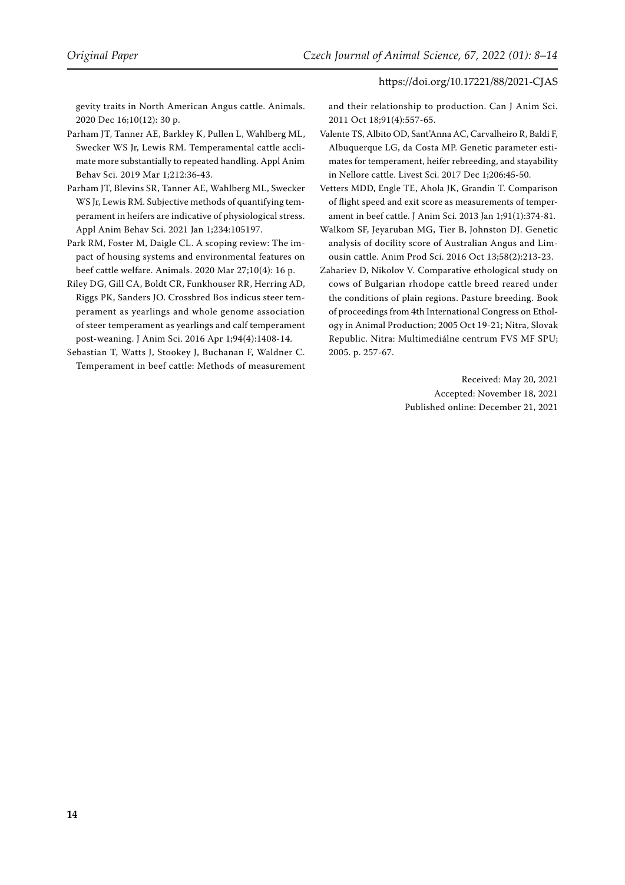gevity traits in North American Angus cattle. Animals. 2020 Dec 16;10(12): 30 p.

Parham JT, Tanner AE, Barkley K, Pullen L, Wahlberg ML, Swecker WS Jr, Lewis RM. Temperamental cattle acclimate more substantially to repeated handling. Appl Anim Behav Sci. 2019 Mar 1;212:36-43.

Parham JT, Blevins SR, Tanner AE, Wahlberg ML, Swecker WS Jr, Lewis RM. Subjective methods of quantifying temperament in heifers are indicative of physiological stress. Appl Anim Behav Sci. 2021 Jan 1;234:105197.

Park RM, Foster M, Daigle CL. A scoping review: The impact of housing systems and environmental features on beef cattle welfare. Animals. 2020 Mar 27;10(4): 16 p.

Riley DG, Gill CA, Boldt CR, Funkhouser RR, Herring AD, Riggs PK, Sanders JO. Crossbred Bos indicus steer temperament as yearlings and whole genome association of steer temperament as yearlings and calf temperament post-weaning. J Anim Sci. 2016 Apr 1;94(4):1408-14.

Sebastian T, Watts J, Stookey J, Buchanan F, Waldner C. Temperament in beef cattle: Methods of measurement and their relationship to production. Can J Anim Sci. 2011 Oct 18;91(4):557-65.

Valente TS, Albito OD, Sant'Anna AC, Carvalheiro R, Baldi F, Albuquerque LG, da Costa MP. Genetic parameter estimates for temperament, heifer rebreeding, and stayability in Nellore cattle. Livest Sci. 2017 Dec 1;206:45-50.

Vetters MDD, Engle TE, Ahola JK, Grandin T. Comparison of flight speed and exit score as measurements of temperament in beef cattle. J Anim Sci. 2013 Jan 1;91(1):374-81.

Walkom SF, Jeyaruban MG, Tier B, Johnston DJ. Genetic analysis of docility score of Australian Angus and Limousin cattle. Anim Prod Sci. 2016 Oct 13;58(2):213-23.

Zahariev D, Nikolov V. Comparative ethological study on cows of Bulgarian rhodope cattle breed reared under the conditions of plain regions. Pasture breeding. Book of proceedings from 4th International Congress on Ethology in Animal Production; 2005 Oct 19-21; Nitra, Slovak Republic. Nitra: Multimediálne centrum FVS MF SPU; 2005. p. 257-67.

Received: May 20, 2021
Accepted: November 18, 2021
Published online: December 21, 2021